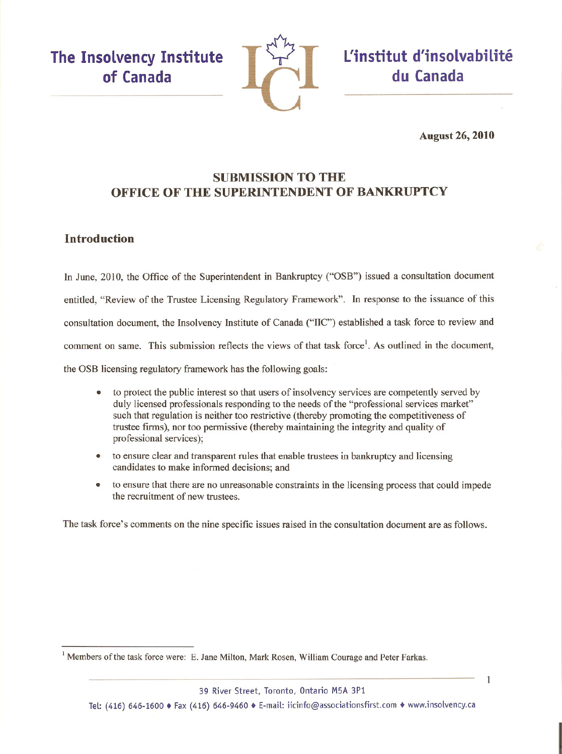The Insolvency Institute of Canada

L'institut d'insolvabilité du Canada

**August 26, 2010**

# SUBMISSION TO THE OFFICE OF THE SUPERINTENDENT OF BANKRUPTCY

## Introduction

In June, 2010, the Office of the Superintendent in Bankruptcy ("OSB") issued a consultation document entitled, "Review of the Trustee Licensing Regulatory Framework". In response to the issuance of this consultation document, the Insolvency Institute of Canada ("IIC") established a task force to review and comment on same. This submission reflects the views of that task force[1]. As outlined in the document, the OSB licensing regulatory framework has the following goals:

- to protect the public interest so that users of insolvency services are competently served by duly licensed professionals responding to the needs of the "professional services market" such that regulation is neither too restrictive (thereby promoting the competitiveness of trustee firms), nor too permissive (thereby maintaining the integrity and quality of professional services);
- to ensure clear and transparent rules that enable trustees in bankruptcy and licensing candidates to make informed decisions; and
- to ensure that there are no unreasonable constraints in the licensing process that could impede the recruitment of new trustees.

The task force's comments on the nine specific issues raised in the consultation document are as follows.

[1] Members of the task force were: E. Jane Milton, Mark Rosen, William Courage and Peter Farkas.

39 River Street, Toronto, Ontario M5A 3P1

Tel: (416) 646-1600 ♦ Fax (416) 646-9460 ♦ E-mail: iicinfo@associationsfirst.com ♦ www.insolvency.ca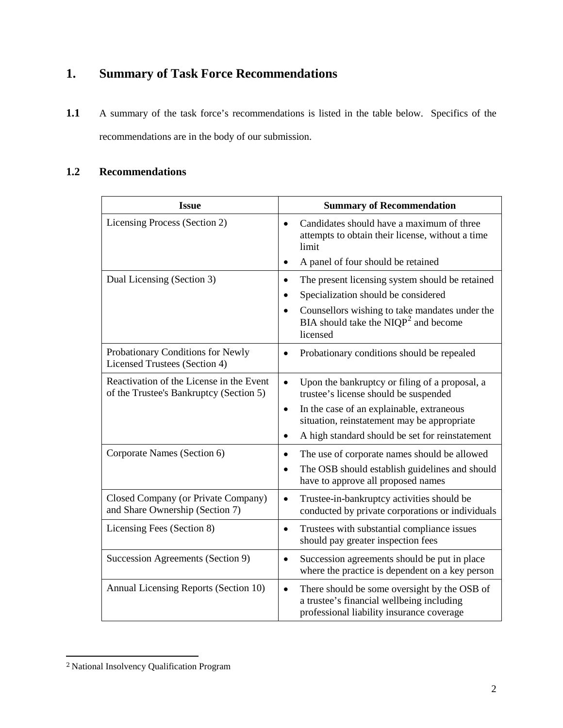## 1. Summary of Task Force Recommendations

**1.1** A summary of the task force's recommendations is listed in the table below. Specifics of the recommendations are in the body of our submission.

### 1.2 Recommendations

| Issue | Summary of Recommendation |
|---|---|
| Licensing Process (Section 2) | • Candidates should have a maximum of three attempts to obtain their license, without a time limit<br>• A panel of four should be retained |
| Dual Licensing (Section 3) | • The present licensing system should be retained<br>• Specialization should be considered<br>• Counsellors wishing to take mandates under the BIA should take the NIQP[2] and become licensed |
| Probationary Conditions for Newly Licensed Trustees (Section 4) | • Probationary conditions should be repealed |
| Reactivation of the License in the Event of the Trustee's Bankruptcy (Section 5) | • Upon the bankruptcy or filing of a proposal, a trustee's license should be suspended<br>• In the case of an explainable, extraneous situation, reinstatement may be appropriate<br>• A high standard should be set for reinstatement |
| Corporate Names (Section 6) | • The use of corporate names should be allowed<br>• The OSB should establish guidelines and should have to approve all proposed names |
| Closed Company (or Private Company) and Share Ownership (Section 7) | • Trustee-in-bankruptcy activities should be conducted by private corporations or individuals |
| Licensing Fees (Section 8) | • Trustees with substantial compliance issues should pay greater inspection fees |
| Succession Agreements (Section 9) | • Succession agreements should be put in place where the practice is dependent on a key person |
| Annual Licensing Reports (Section 10) | • There should be some oversight by the OSB of a trustee's financial wellbeing including professional liability insurance coverage |

[2] National Insolvency Qualification Program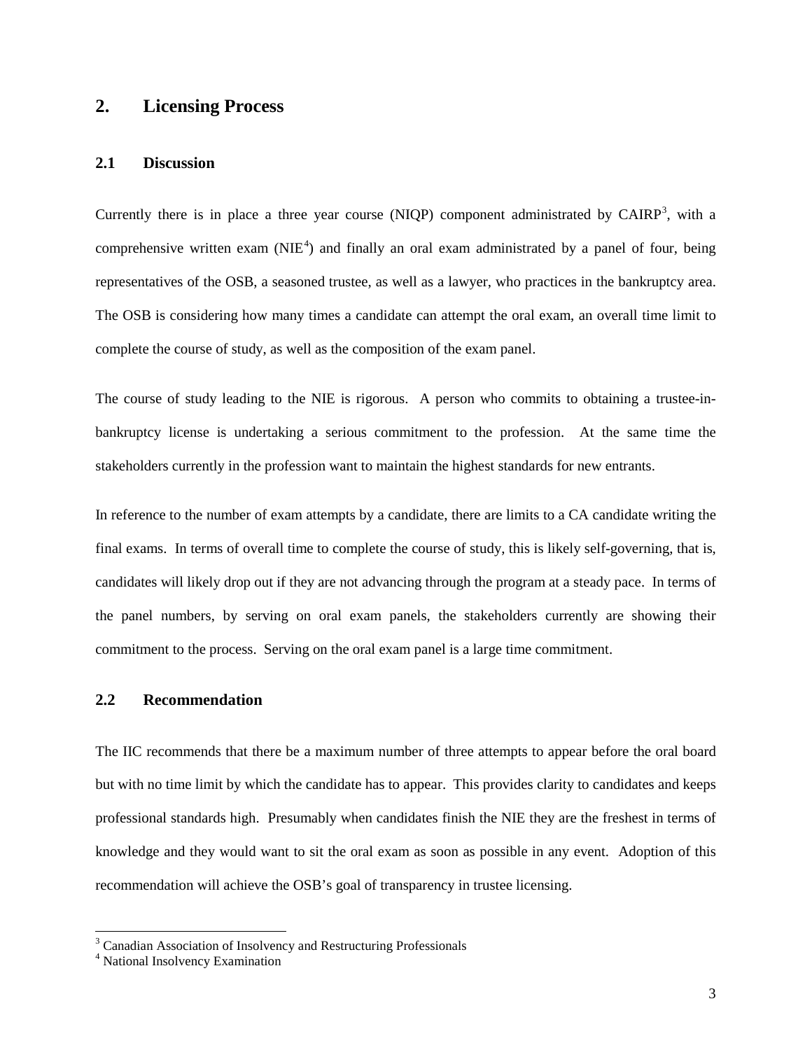## 2. Licensing Process

### 2.1 Discussion

Currently there is in place a three year course (NIQP) component administrated by CAIRP[3], with a comprehensive written exam (NIE[4]) and finally an oral exam administrated by a panel of four, being representatives of the OSB, a seasoned trustee, as well as a lawyer, who practices in the bankruptcy area. The OSB is considering how many times a candidate can attempt the oral exam, an overall time limit to complete the course of study, as well as the composition of the exam panel.

The course of study leading to the NIE is rigorous. A person who commits to obtaining a trustee-in-bankruptcy license is undertaking a serious commitment to the profession. At the same time the stakeholders currently in the profession want to maintain the highest standards for new entrants.

In reference to the number of exam attempts by a candidate, there are limits to a CA candidate writing the final exams. In terms of overall time to complete the course of study, this is likely self-governing, that is, candidates will likely drop out if they are not advancing through the program at a steady pace. In terms of the panel numbers, by serving on oral exam panels, the stakeholders currently are showing their commitment to the process. Serving on the oral exam panel is a large time commitment.

### 2.2 Recommendation

The IIC recommends that there be a maximum number of three attempts to appear before the oral board but with no time limit by which the candidate has to appear. This provides clarity to candidates and keeps professional standards high. Presumably when candidates finish the NIE they are the freshest in terms of knowledge and they would want to sit the oral exam as soon as possible in any event. Adoption of this recommendation will achieve the OSB's goal of transparency in trustee licensing.

---

[3] Canadian Association of Insolvency and Restructuring Professionals

[4] National Insolvency Examination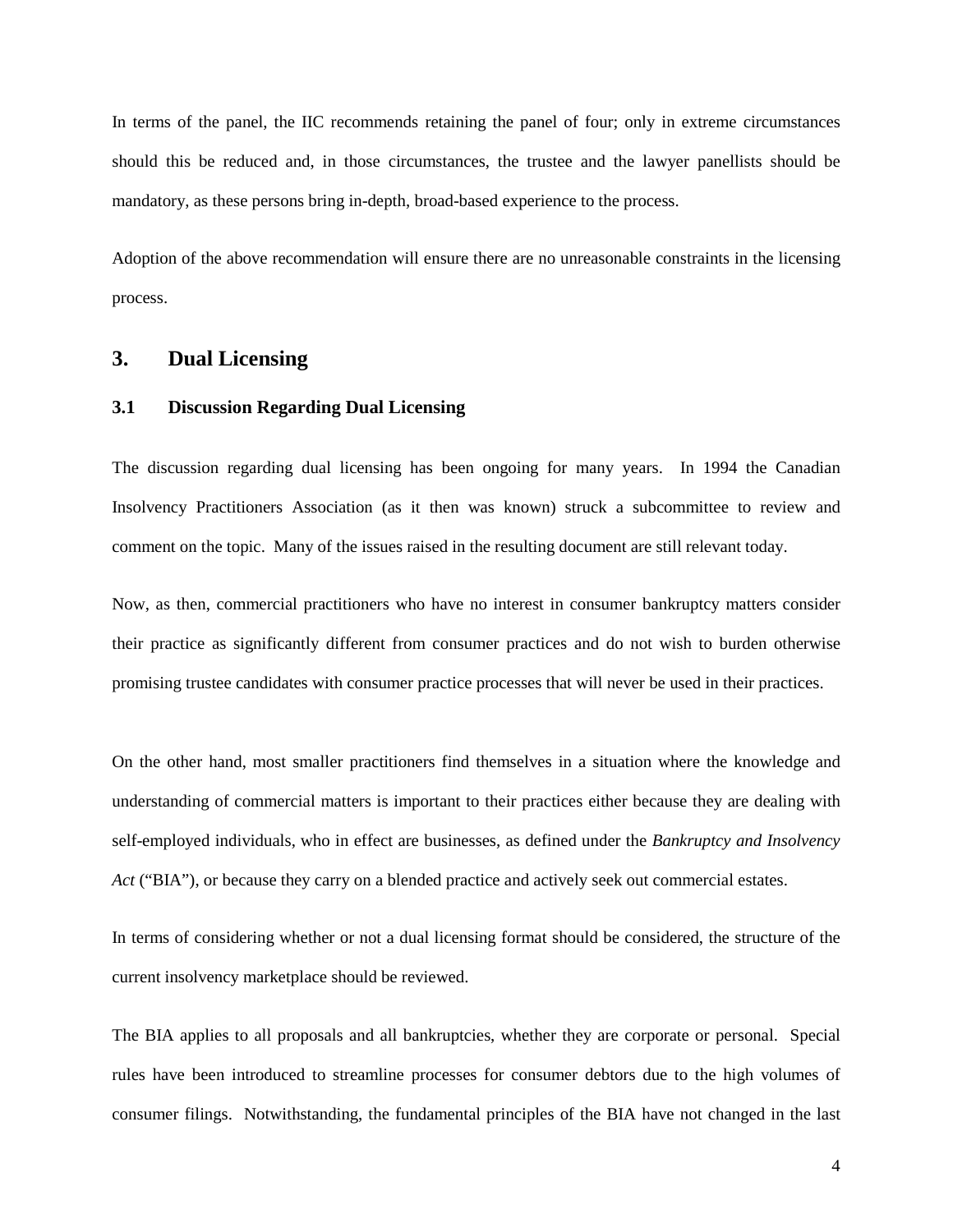In terms of the panel, the IIC recommends retaining the panel of four; only in extreme circumstances should this be reduced and, in those circumstances, the trustee and the lawyer panellists should be mandatory, as these persons bring in-depth, broad-based experience to the process.

Adoption of the above recommendation will ensure there are no unreasonable constraints in the licensing process.

## 3. Dual Licensing

### 3.1 Discussion Regarding Dual Licensing

The discussion regarding dual licensing has been ongoing for many years. In 1994 the Canadian Insolvency Practitioners Association (as it then was known) struck a subcommittee to review and comment on the topic. Many of the issues raised in the resulting document are still relevant today.

Now, as then, commercial practitioners who have no interest in consumer bankruptcy matters consider their practice as significantly different from consumer practices and do not wish to burden otherwise promising trustee candidates with consumer practice processes that will never be used in their practices.

On the other hand, most smaller practitioners find themselves in a situation where the knowledge and understanding of commercial matters is important to their practices either because they are dealing with self-employed individuals, who in effect are businesses, as defined under the *Bankruptcy and Insolvency Act* ("BIA"), or because they carry on a blended practice and actively seek out commercial estates.

In terms of considering whether or not a dual licensing format should be considered, the structure of the current insolvency marketplace should be reviewed.

The BIA applies to all proposals and all bankruptcies, whether they are corporate or personal. Special rules have been introduced to streamline processes for consumer debtors due to the high volumes of consumer filings. Notwithstanding, the fundamental principles of the BIA have not changed in the last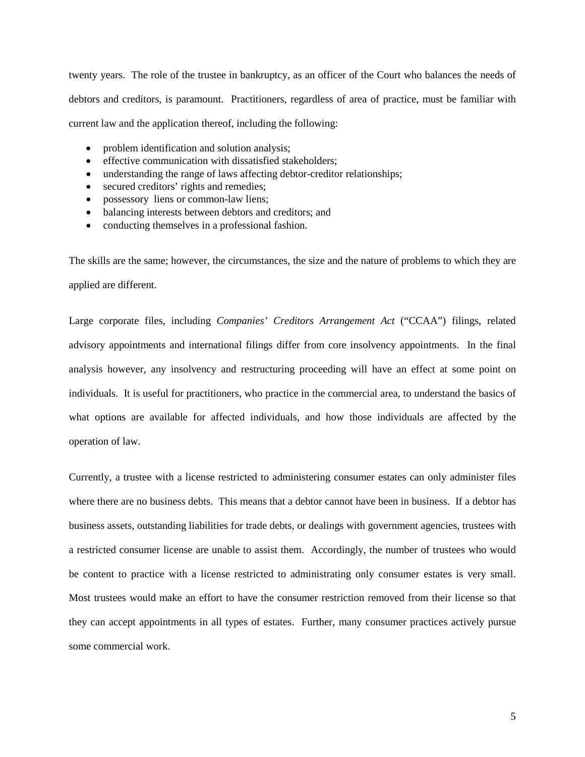twenty years. The role of the trustee in bankruptcy, as an officer of the Court who balances the needs of debtors and creditors, is paramount. Practitioners, regardless of area of practice, must be familiar with current law and the application thereof, including the following:

- problem identification and solution analysis;
- effective communication with dissatisfied stakeholders;
- understanding the range of laws affecting debtor-creditor relationships;
- secured creditors' rights and remedies;
- possessory liens or common-law liens;
- balancing interests between debtors and creditors; and
- conducting themselves in a professional fashion.

The skills are the same; however, the circumstances, the size and the nature of problems to which they are applied are different.

Large corporate files, including *Companies' Creditors Arrangement Act* ("CCAA") filings, related advisory appointments and international filings differ from core insolvency appointments. In the final analysis however, any insolvency and restructuring proceeding will have an effect at some point on individuals. It is useful for practitioners, who practice in the commercial area, to understand the basics of what options are available for affected individuals, and how those individuals are affected by the operation of law.

Currently, a trustee with a license restricted to administering consumer estates can only administer files where there are no business debts. This means that a debtor cannot have been in business. If a debtor has business assets, outstanding liabilities for trade debts, or dealings with government agencies, trustees with a restricted consumer license are unable to assist them. Accordingly, the number of trustees who would be content to practice with a license restricted to administrating only consumer estates is very small. Most trustees would make an effort to have the consumer restriction removed from their license so that they can accept appointments in all types of estates. Further, many consumer practices actively pursue some commercial work.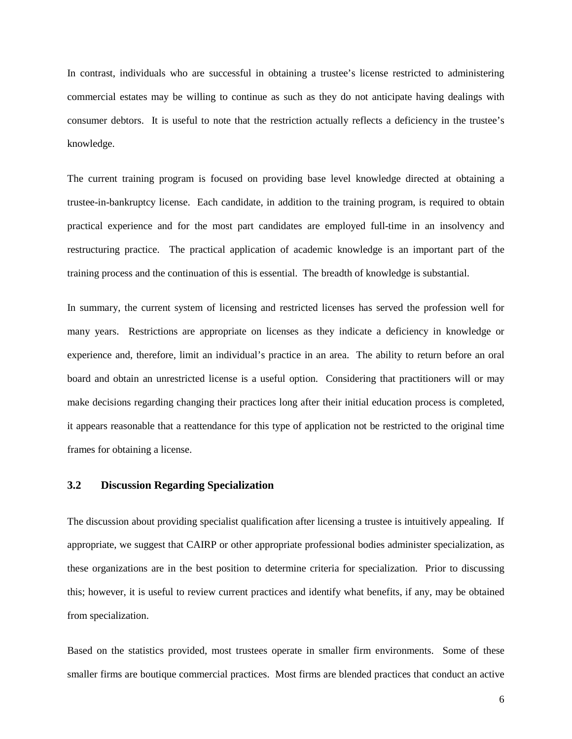In contrast, individuals who are successful in obtaining a trustee's license restricted to administering commercial estates may be willing to continue as such as they do not anticipate having dealings with consumer debtors. It is useful to note that the restriction actually reflects a deficiency in the trustee's knowledge.

The current training program is focused on providing base level knowledge directed at obtaining a trustee-in-bankruptcy license. Each candidate, in addition to the training program, is required to obtain practical experience and for the most part candidates are employed full-time in an insolvency and restructuring practice. The practical application of academic knowledge is an important part of the training process and the continuation of this is essential. The breadth of knowledge is substantial.

In summary, the current system of licensing and restricted licenses has served the profession well for many years. Restrictions are appropriate on licenses as they indicate a deficiency in knowledge or experience and, therefore, limit an individual's practice in an area. The ability to return before an oral board and obtain an unrestricted license is a useful option. Considering that practitioners will or may make decisions regarding changing their practices long after their initial education process is completed, it appears reasonable that a reattendance for this type of application not be restricted to the original time frames for obtaining a license.

### 3.2 Discussion Regarding Specialization

The discussion about providing specialist qualification after licensing a trustee is intuitively appealing. If appropriate, we suggest that CAIRP or other appropriate professional bodies administer specialization, as these organizations are in the best position to determine criteria for specialization. Prior to discussing this; however, it is useful to review current practices and identify what benefits, if any, may be obtained from specialization.

Based on the statistics provided, most trustees operate in smaller firm environments. Some of these smaller firms are boutique commercial practices. Most firms are blended practices that conduct an active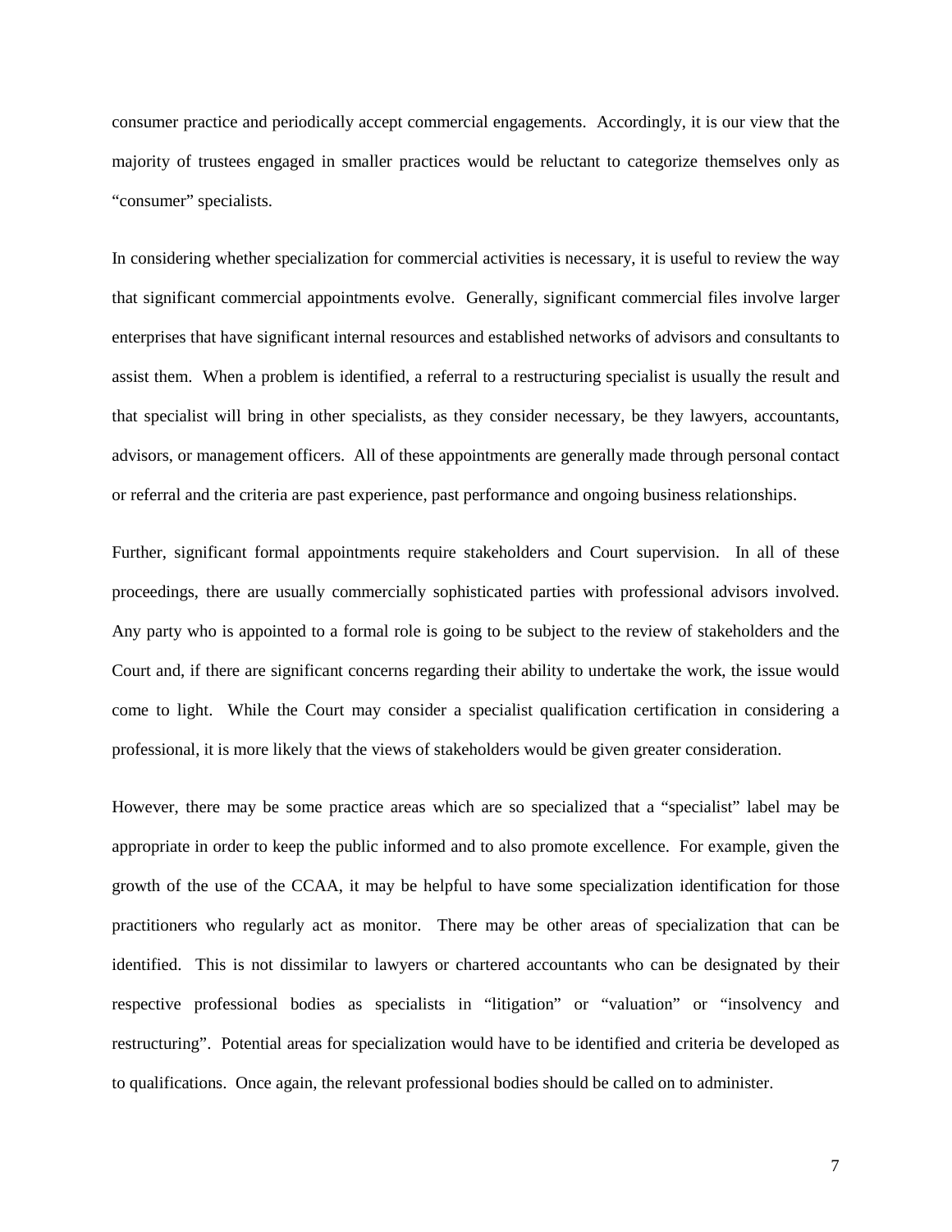consumer practice and periodically accept commercial engagements. Accordingly, it is our view that the majority of trustees engaged in smaller practices would be reluctant to categorize themselves only as "consumer" specialists.

In considering whether specialization for commercial activities is necessary, it is useful to review the way that significant commercial appointments evolve. Generally, significant commercial files involve larger enterprises that have significant internal resources and established networks of advisors and consultants to assist them. When a problem is identified, a referral to a restructuring specialist is usually the result and that specialist will bring in other specialists, as they consider necessary, be they lawyers, accountants, advisors, or management officers. All of these appointments are generally made through personal contact or referral and the criteria are past experience, past performance and ongoing business relationships.

Further, significant formal appointments require stakeholders and Court supervision. In all of these proceedings, there are usually commercially sophisticated parties with professional advisors involved. Any party who is appointed to a formal role is going to be subject to the review of stakeholders and the Court and, if there are significant concerns regarding their ability to undertake the work, the issue would come to light. While the Court may consider a specialist qualification certification in considering a professional, it is more likely that the views of stakeholders would be given greater consideration.

However, there may be some practice areas which are so specialized that a "specialist" label may be appropriate in order to keep the public informed and to also promote excellence. For example, given the growth of the use of the CCAA, it may be helpful to have some specialization identification for those practitioners who regularly act as monitor. There may be other areas of specialization that can be identified. This is not dissimilar to lawyers or chartered accountants who can be designated by their respective professional bodies as specialists in "litigation" or "valuation" or "insolvency and restructuring". Potential areas for specialization would have to be identified and criteria be developed as to qualifications. Once again, the relevant professional bodies should be called on to administer.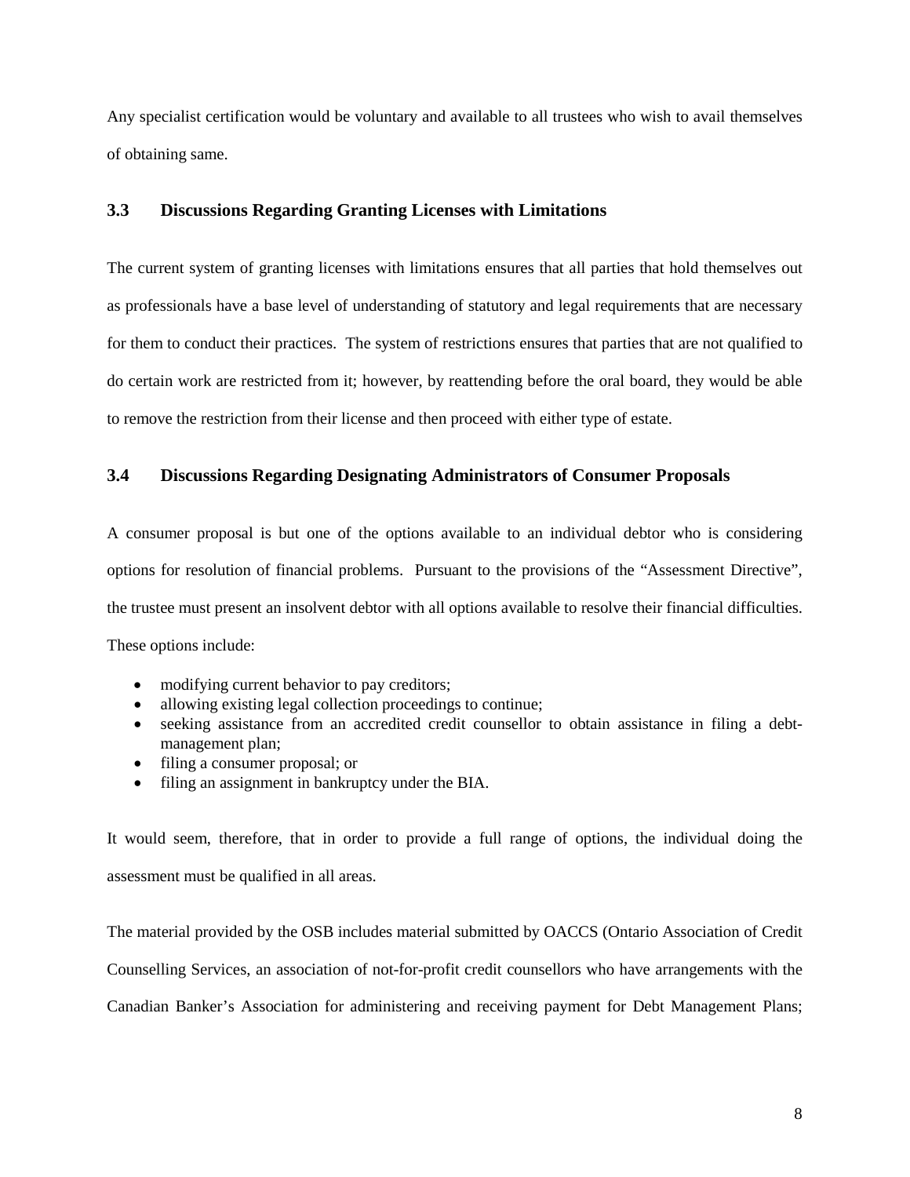Any specialist certification would be voluntary and available to all trustees who wish to avail themselves of obtaining same.

### 3.3 Discussions Regarding Granting Licenses with Limitations

The current system of granting licenses with limitations ensures that all parties that hold themselves out as professionals have a base level of understanding of statutory and legal requirements that are necessary for them to conduct their practices. The system of restrictions ensures that parties that are not qualified to do certain work are restricted from it; however, by reattending before the oral board, they would be able to remove the restriction from their license and then proceed with either type of estate.

### 3.4 Discussions Regarding Designating Administrators of Consumer Proposals

A consumer proposal is but one of the options available to an individual debtor who is considering options for resolution of financial problems. Pursuant to the provisions of the "Assessment Directive", the trustee must present an insolvent debtor with all options available to resolve their financial difficulties. These options include:

- modifying current behavior to pay creditors;
- allowing existing legal collection proceedings to continue;
- seeking assistance from an accredited credit counsellor to obtain assistance in filing a debt-management plan;
- filing a consumer proposal; or
- filing an assignment in bankruptcy under the BIA.

It would seem, therefore, that in order to provide a full range of options, the individual doing the assessment must be qualified in all areas.

The material provided by the OSB includes material submitted by OACCS (Ontario Association of Credit Counselling Services, an association of not-for-profit credit counsellors who have arrangements with the Canadian Banker's Association for administering and receiving payment for Debt Management Plans;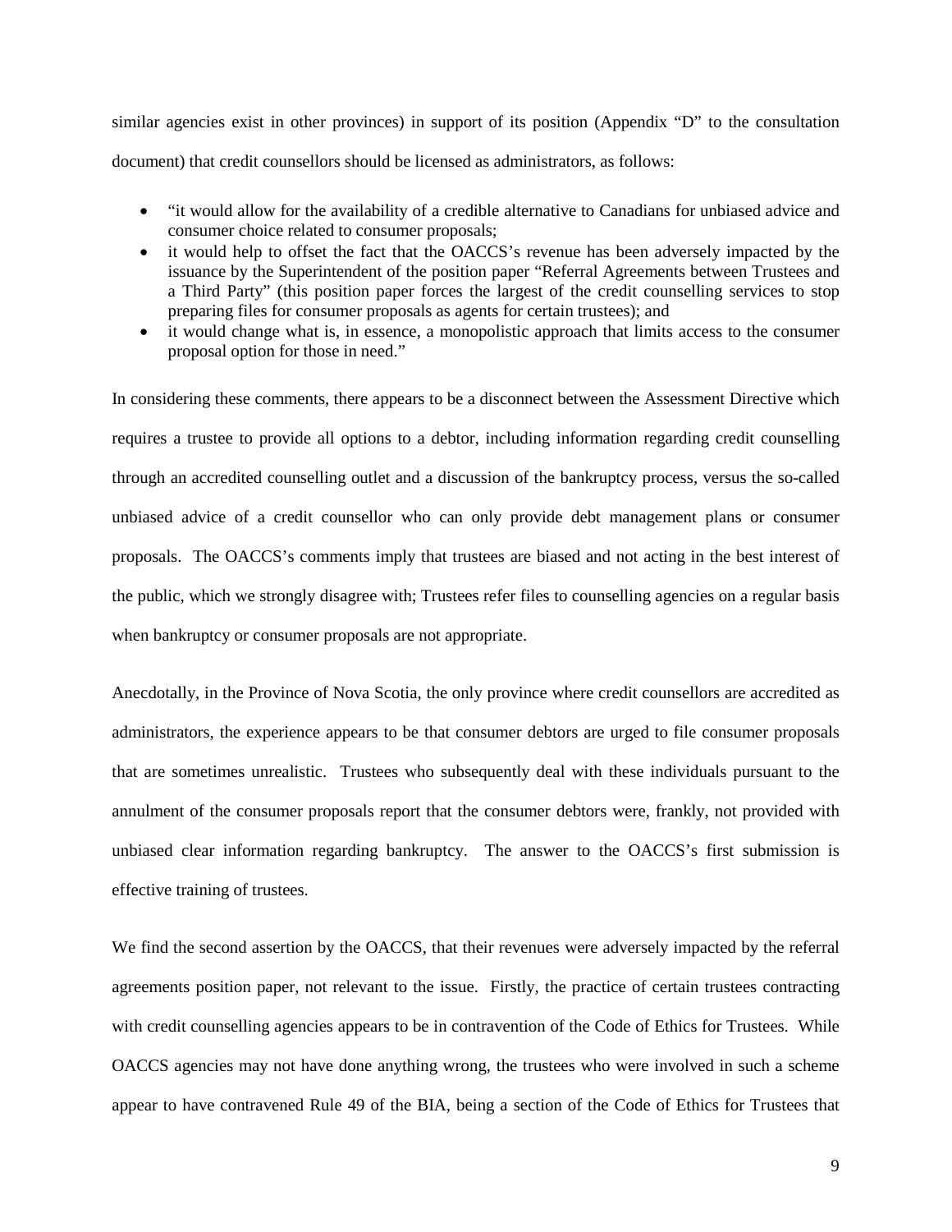similar agencies exist in other provinces) in support of its position (Appendix "D" to the consultation document) that credit counsellors should be licensed as administrators, as follows:

- "it would allow for the availability of a credible alternative to Canadians for unbiased advice and consumer choice related to consumer proposals;
- it would help to offset the fact that the OACCS's revenue has been adversely impacted by the issuance by the Superintendent of the position paper "Referral Agreements between Trustees and a Third Party" (this position paper forces the largest of the credit counselling services to stop preparing files for consumer proposals as agents for certain trustees); and
- it would change what is, in essence, a monopolistic approach that limits access to the consumer proposal option for those in need."

In considering these comments, there appears to be a disconnect between the Assessment Directive which requires a trustee to provide all options to a debtor, including information regarding credit counselling through an accredited counselling outlet and a discussion of the bankruptcy process, versus the so-called unbiased advice of a credit counsellor who can only provide debt management plans or consumer proposals. The OACCS's comments imply that trustees are biased and not acting in the best interest of the public, which we strongly disagree with; Trustees refer files to counselling agencies on a regular basis when bankruptcy or consumer proposals are not appropriate.

Anecdotally, in the Province of Nova Scotia, the only province where credit counsellors are accredited as administrators, the experience appears to be that consumer debtors are urged to file consumer proposals that are sometimes unrealistic. Trustees who subsequently deal with these individuals pursuant to the annulment of the consumer proposals report that the consumer debtors were, frankly, not provided with unbiased clear information regarding bankruptcy. The answer to the OACCS's first submission is effective training of trustees.

We find the second assertion by the OACCS, that their revenues were adversely impacted by the referral agreements position paper, not relevant to the issue. Firstly, the practice of certain trustees contracting with credit counselling agencies appears to be in contravention of the Code of Ethics for Trustees. While OACCS agencies may not have done anything wrong, the trustees who were involved in such a scheme appear to have contravened Rule 49 of the BIA, being a section of the Code of Ethics for Trustees that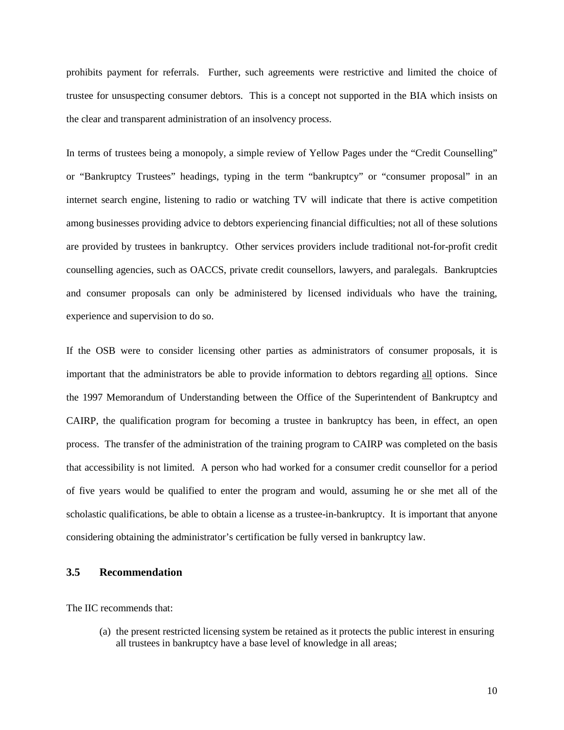prohibits payment for referrals. Further, such agreements were restrictive and limited the choice of trustee for unsuspecting consumer debtors. This is a concept not supported in the BIA which insists on the clear and transparent administration of an insolvency process.

In terms of trustees being a monopoly, a simple review of Yellow Pages under the "Credit Counselling" or "Bankruptcy Trustees" headings, typing in the term "bankruptcy" or "consumer proposal" in an internet search engine, listening to radio or watching TV will indicate that there is active competition among businesses providing advice to debtors experiencing financial difficulties; not all of these solutions are provided by trustees in bankruptcy. Other services providers include traditional not-for-profit credit counselling agencies, such as OACCS, private credit counsellors, lawyers, and paralegals. Bankruptcies and consumer proposals can only be administered by licensed individuals who have the training, experience and supervision to do so.

If the OSB were to consider licensing other parties as administrators of consumer proposals, it is important that the administrators be able to provide information to debtors regarding <u>all</u> options. Since the 1997 Memorandum of Understanding between the Office of the Superintendent of Bankruptcy and CAIRP, the qualification program for becoming a trustee in bankruptcy has been, in effect, an open process. The transfer of the administration of the training program to CAIRP was completed on the basis that accessibility is not limited. A person who had worked for a consumer credit counsellor for a period of five years would be qualified to enter the program and would, assuming he or she met all of the scholastic qualifications, be able to obtain a license as a trustee-in-bankruptcy. It is important that anyone considering obtaining the administrator's certification be fully versed in bankruptcy law.

### 3.5 Recommendation

The IIC recommends that:

(a) the present restricted licensing system be retained as it protects the public interest in ensuring all trustees in bankruptcy have a base level of knowledge in all areas;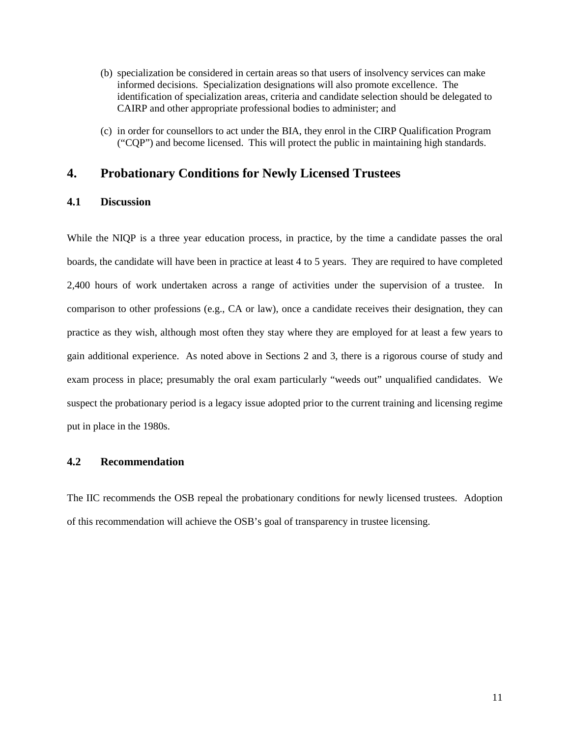(b) specialization be considered in certain areas so that users of insolvency services can make informed decisions. Specialization designations will also promote excellence. The identification of specialization areas, criteria and candidate selection should be delegated to CAIRP and other appropriate professional bodies to administer; and

(c) in order for counsellors to act under the BIA, they enrol in the CIRP Qualification Program ("CQP") and become licensed. This will protect the public in maintaining high standards.

## 4. Probationary Conditions for Newly Licensed Trustees

### 4.1 Discussion

While the NIQP is a three year education process, in practice, by the time a candidate passes the oral boards, the candidate will have been in practice at least 4 to 5 years. They are required to have completed 2,400 hours of work undertaken across a range of activities under the supervision of a trustee. In comparison to other professions (e.g., CA or law), once a candidate receives their designation, they can practice as they wish, although most often they stay where they are employed for at least a few years to gain additional experience. As noted above in Sections 2 and 3, there is a rigorous course of study and exam process in place; presumably the oral exam particularly "weeds out" unqualified candidates. We suspect the probationary period is a legacy issue adopted prior to the current training and licensing regime put in place in the 1980s.

### 4.2 Recommendation

The IIC recommends the OSB repeal the probationary conditions for newly licensed trustees. Adoption of this recommendation will achieve the OSB's goal of transparency in trustee licensing.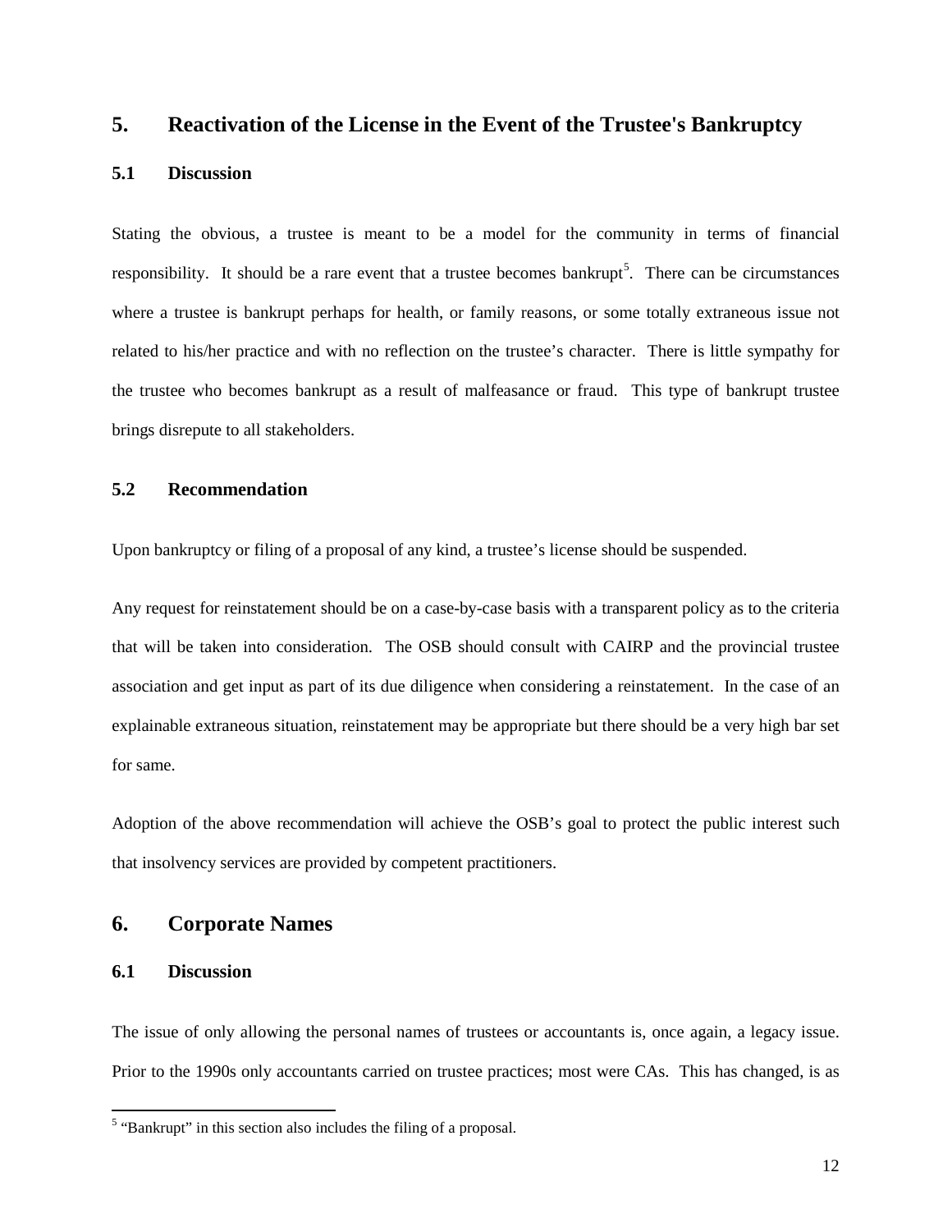## 5. Reactivation of the License in the Event of the Trustee's Bankruptcy

### 5.1 Discussion

Stating the obvious, a trustee is meant to be a model for the community in terms of financial responsibility. It should be a rare event that a trustee becomes bankrupt[5]. There can be circumstances where a trustee is bankrupt perhaps for health, or family reasons, or some totally extraneous issue not related to his/her practice and with no reflection on the trustee's character. There is little sympathy for the trustee who becomes bankrupt as a result of malfeasance or fraud. This type of bankrupt trustee brings disrepute to all stakeholders.

### 5.2 Recommendation

Upon bankruptcy or filing of a proposal of any kind, a trustee's license should be suspended.

Any request for reinstatement should be on a case-by-case basis with a transparent policy as to the criteria that will be taken into consideration. The OSB should consult with CAIRP and the provincial trustee association and get input as part of its due diligence when considering a reinstatement. In the case of an explainable extraneous situation, reinstatement may be appropriate but there should be a very high bar set for same.

Adoption of the above recommendation will achieve the OSB's goal to protect the public interest such that insolvency services are provided by competent practitioners.

## 6. Corporate Names

### 6.1 Discussion

The issue of only allowing the personal names of trustees or accountants is, once again, a legacy issue. Prior to the 1990s only accountants carried on trustee practices; most were CAs. This has changed, is as

[5] "Bankrupt" in this section also includes the filing of a proposal.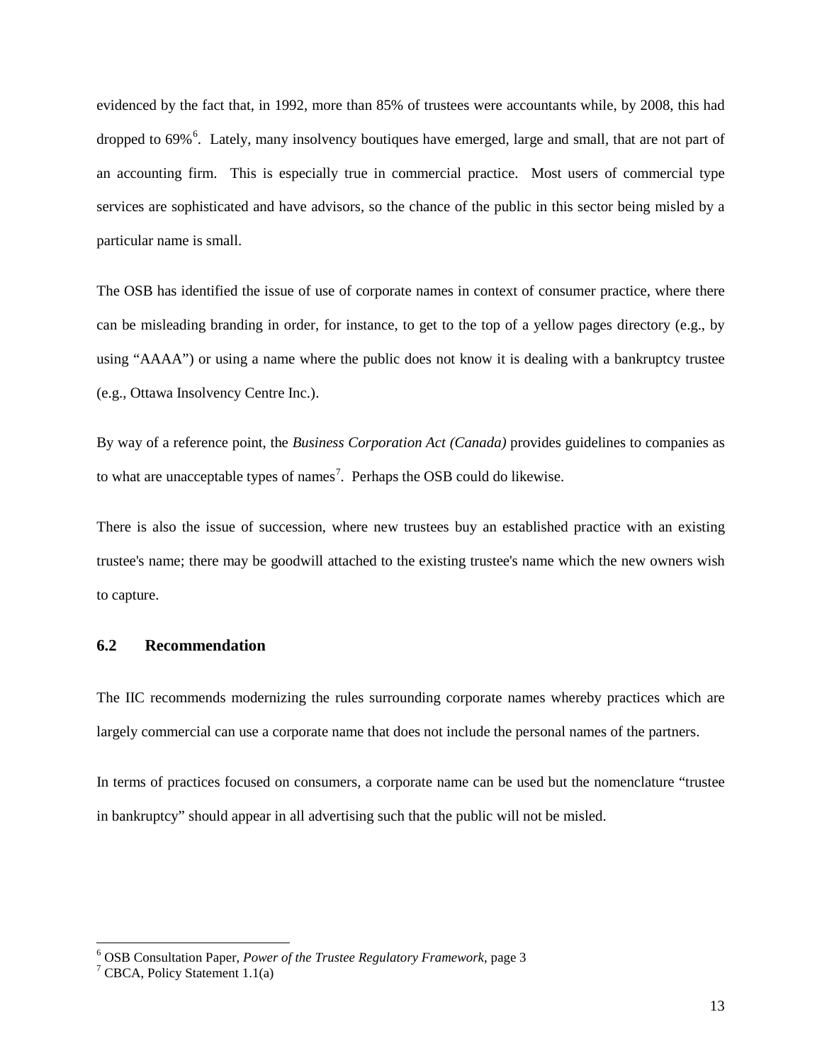evidenced by the fact that, in 1992, more than 85% of trustees were accountants while, by 2008, this had dropped to 69%[6]. Lately, many insolvency boutiques have emerged, large and small, that are not part of an accounting firm. This is especially true in commercial practice. Most users of commercial type services are sophisticated and have advisors, so the chance of the public in this sector being misled by a particular name is small.

The OSB has identified the issue of use of corporate names in context of consumer practice, where there can be misleading branding in order, for instance, to get to the top of a yellow pages directory (e.g., by using "AAAA") or using a name where the public does not know it is dealing with a bankruptcy trustee (e.g., Ottawa Insolvency Centre Inc.).

By way of a reference point, the *Business Corporation Act (Canada)* provides guidelines to companies as to what are unacceptable types of names[7]. Perhaps the OSB could do likewise.

There is also the issue of succession, where new trustees buy an established practice with an existing trustee's name; there may be goodwill attached to the existing trustee's name which the new owners wish to capture.

### 6.2 Recommendation

The IIC recommends modernizing the rules surrounding corporate names whereby practices which are largely commercial can use a corporate name that does not include the personal names of the partners.

In terms of practices focused on consumers, a corporate name can be used but the nomenclature "trustee in bankruptcy" should appear in all advertising such that the public will not be misled.

---

[6] OSB Consultation Paper, *Power of the Trustee Regulatory Framework*, page 3

[7] CBCA, Policy Statement 1.1(a)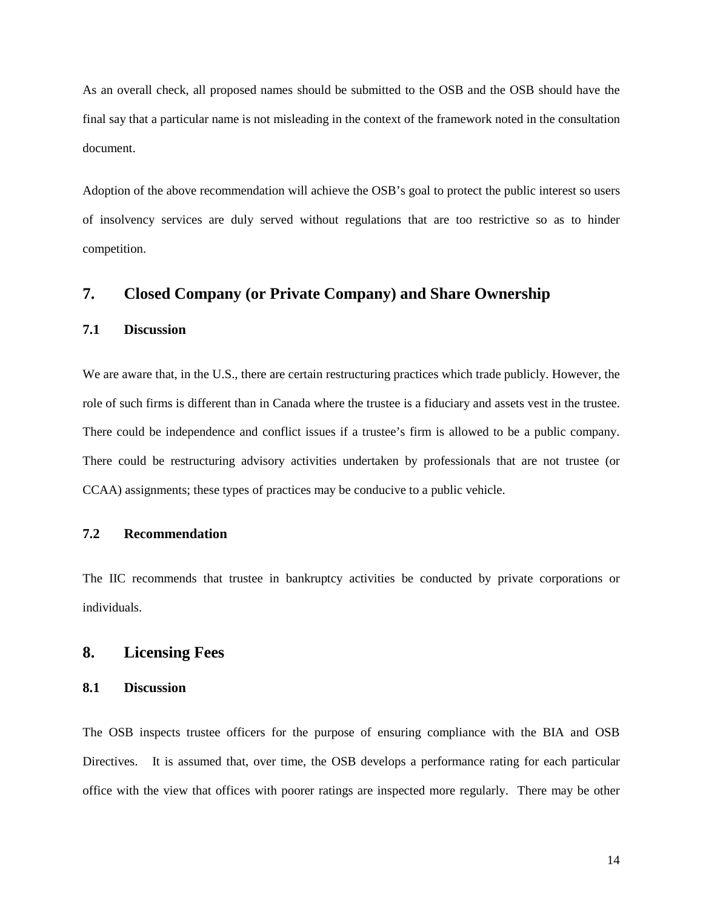As an overall check, all proposed names should be submitted to the OSB and the OSB should have the final say that a particular name is not misleading in the context of the framework noted in the consultation document.

Adoption of the above recommendation will achieve the OSB's goal to protect the public interest so users of insolvency services are duly served without regulations that are too restrictive so as to hinder competition.

## 7. Closed Company (or Private Company) and Share Ownership

### 7.1 Discussion

We are aware that, in the U.S., there are certain restructuring practices which trade publicly. However, the role of such firms is different than in Canada where the trustee is a fiduciary and assets vest in the trustee. There could be independence and conflict issues if a trustee's firm is allowed to be a public company. There could be restructuring advisory activities undertaken by professionals that are not trustee (or CCAA) assignments; these types of practices may be conducive to a public vehicle.

### 7.2 Recommendation

The IIC recommends that trustee in bankruptcy activities be conducted by private corporations or individuals.

## 8. Licensing Fees

### 8.1 Discussion

The OSB inspects trustee officers for the purpose of ensuring compliance with the BIA and OSB Directives. It is assumed that, over time, the OSB develops a performance rating for each particular office with the view that offices with poorer ratings are inspected more regularly. There may be other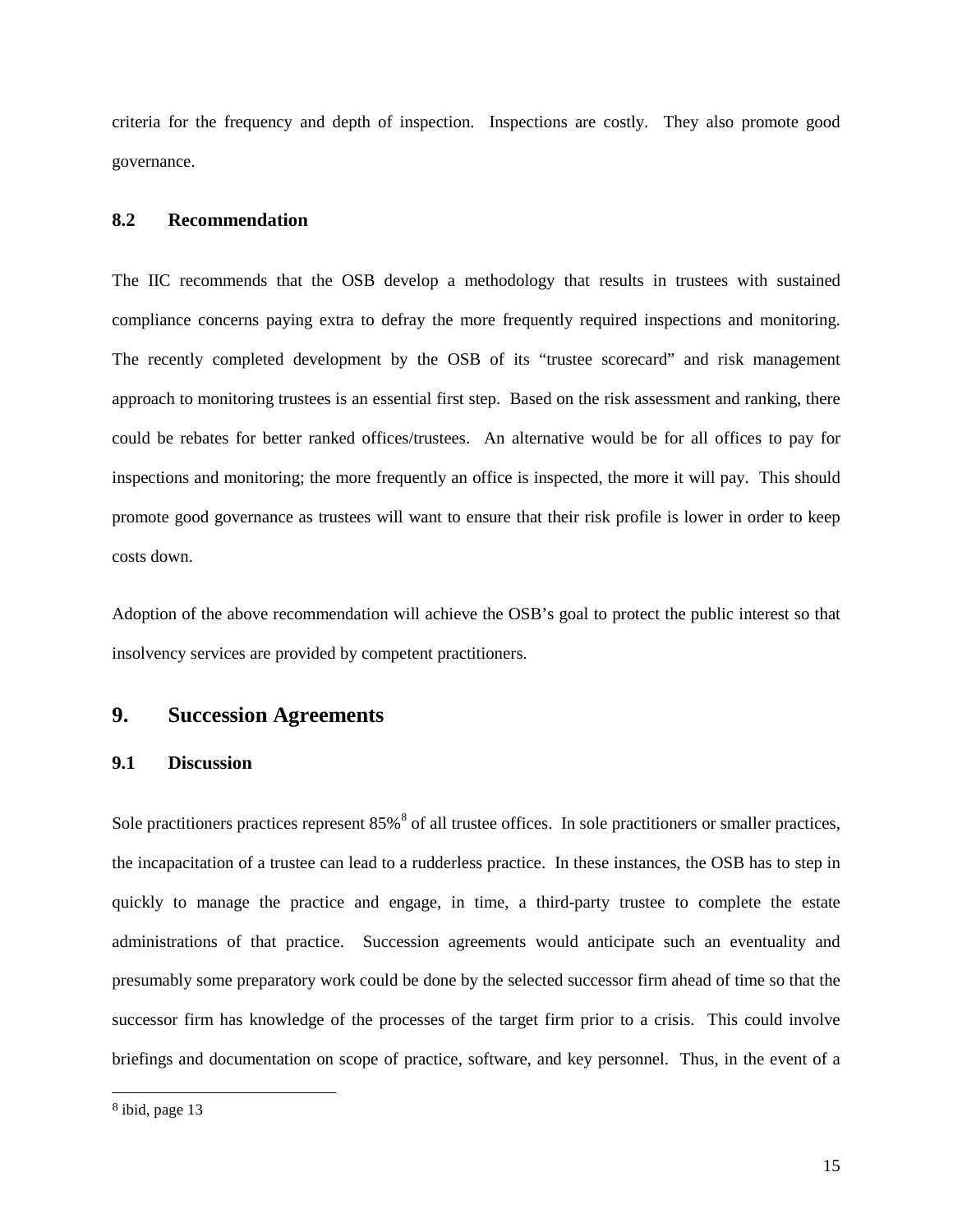criteria for the frequency and depth of inspection. Inspections are costly. They also promote good governance.

### 8.2 Recommendation

The IIC recommends that the OSB develop a methodology that results in trustees with sustained compliance concerns paying extra to defray the more frequently required inspections and monitoring. The recently completed development by the OSB of its "trustee scorecard" and risk management approach to monitoring trustees is an essential first step. Based on the risk assessment and ranking, there could be rebates for better ranked offices/trustees. An alternative would be for all offices to pay for inspections and monitoring; the more frequently an office is inspected, the more it will pay. This should promote good governance as trustees will want to ensure that their risk profile is lower in order to keep costs down.

Adoption of the above recommendation will achieve the OSB's goal to protect the public interest so that insolvency services are provided by competent practitioners.

## 9. Succession Agreements

### 9.1 Discussion

Sole practitioners practices represent 85%[8] of all trustee offices. In sole practitioners or smaller practices, the incapacitation of a trustee can lead to a rudderless practice. In these instances, the OSB has to step in quickly to manage the practice and engage, in time, a third-party trustee to complete the estate administrations of that practice. Succession agreements would anticipate such an eventuality and presumably some preparatory work could be done by the selected successor firm ahead of time so that the successor firm has knowledge of the processes of the target firm prior to a crisis. This could involve briefings and documentation on scope of practice, software, and key personnel. Thus, in the event of a

[8] ibid, page 13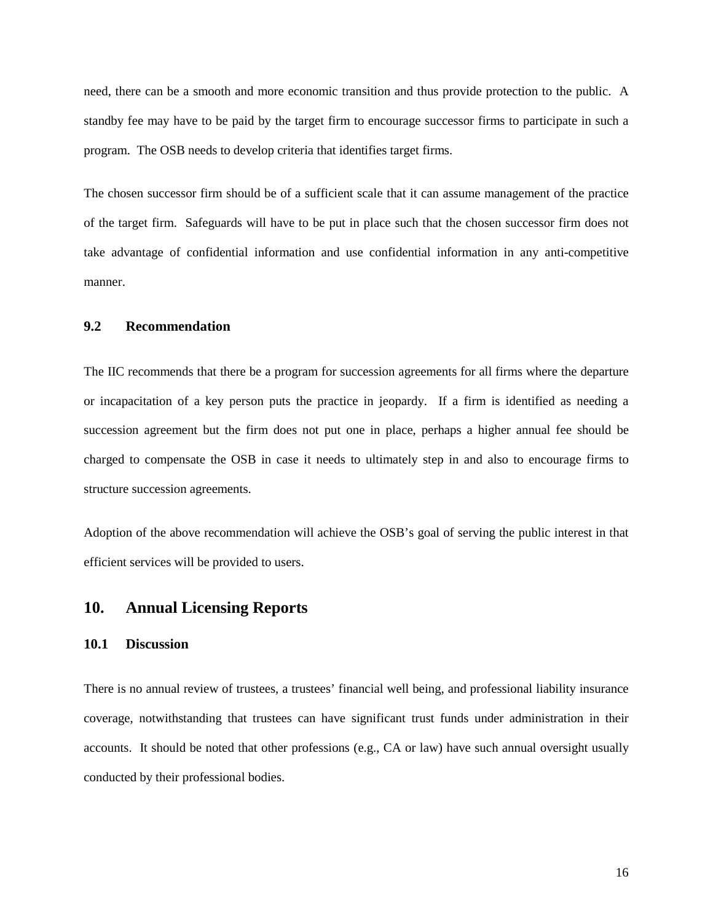need, there can be a smooth and more economic transition and thus provide protection to the public. A standby fee may have to be paid by the target firm to encourage successor firms to participate in such a program. The OSB needs to develop criteria that identifies target firms.

The chosen successor firm should be of a sufficient scale that it can assume management of the practice of the target firm. Safeguards will have to be put in place such that the chosen successor firm does not take advantage of confidential information and use confidential information in any anti-competitive manner.

### 9.2 Recommendation

The IIC recommends that there be a program for succession agreements for all firms where the departure or incapacitation of a key person puts the practice in jeopardy. If a firm is identified as needing a succession agreement but the firm does not put one in place, perhaps a higher annual fee should be charged to compensate the OSB in case it needs to ultimately step in and also to encourage firms to structure succession agreements.

Adoption of the above recommendation will achieve the OSB's goal of serving the public interest in that efficient services will be provided to users.

## 10. Annual Licensing Reports

### 10.1 Discussion

There is no annual review of trustees, a trustees' financial well being, and professional liability insurance coverage, notwithstanding that trustees can have significant trust funds under administration in their accounts. It should be noted that other professions (e.g., CA or law) have such annual oversight usually conducted by their professional bodies.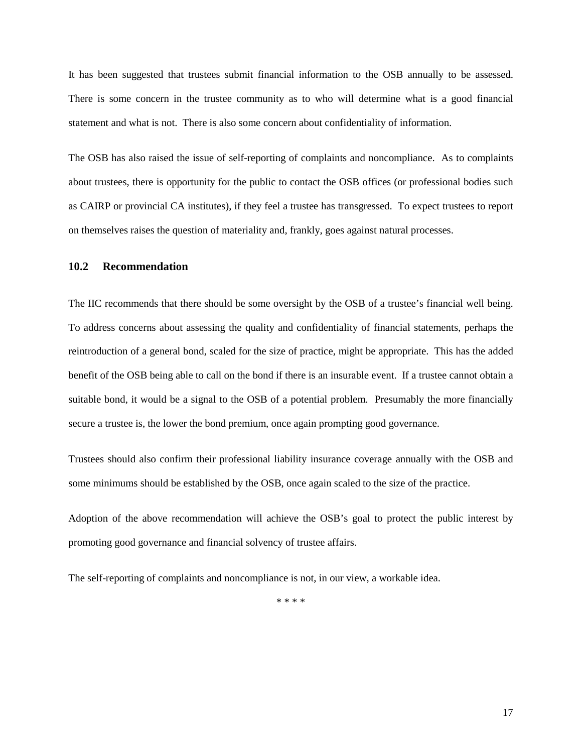It has been suggested that trustees submit financial information to the OSB annually to be assessed. There is some concern in the trustee community as to who will determine what is a good financial statement and what is not. There is also some concern about confidentiality of information.

The OSB has also raised the issue of self-reporting of complaints and noncompliance. As to complaints about trustees, there is opportunity for the public to contact the OSB offices (or professional bodies such as CAIRP or provincial CA institutes), if they feel a trustee has transgressed. To expect trustees to report on themselves raises the question of materiality and, frankly, goes against natural processes.

### 10.2 Recommendation

The IIC recommends that there should be some oversight by the OSB of a trustee's financial well being. To address concerns about assessing the quality and confidentiality of financial statements, perhaps the reintroduction of a general bond, scaled for the size of practice, might be appropriate. This has the added benefit of the OSB being able to call on the bond if there is an insurable event. If a trustee cannot obtain a suitable bond, it would be a signal to the OSB of a potential problem. Presumably the more financially secure a trustee is, the lower the bond premium, once again prompting good governance.

Trustees should also confirm their professional liability insurance coverage annually with the OSB and some minimums should be established by the OSB, once again scaled to the size of the practice.

Adoption of the above recommendation will achieve the OSB's goal to protect the public interest by promoting good governance and financial solvency of trustee affairs.

The self-reporting of complaints and noncompliance is not, in our view, a workable idea.

* * * *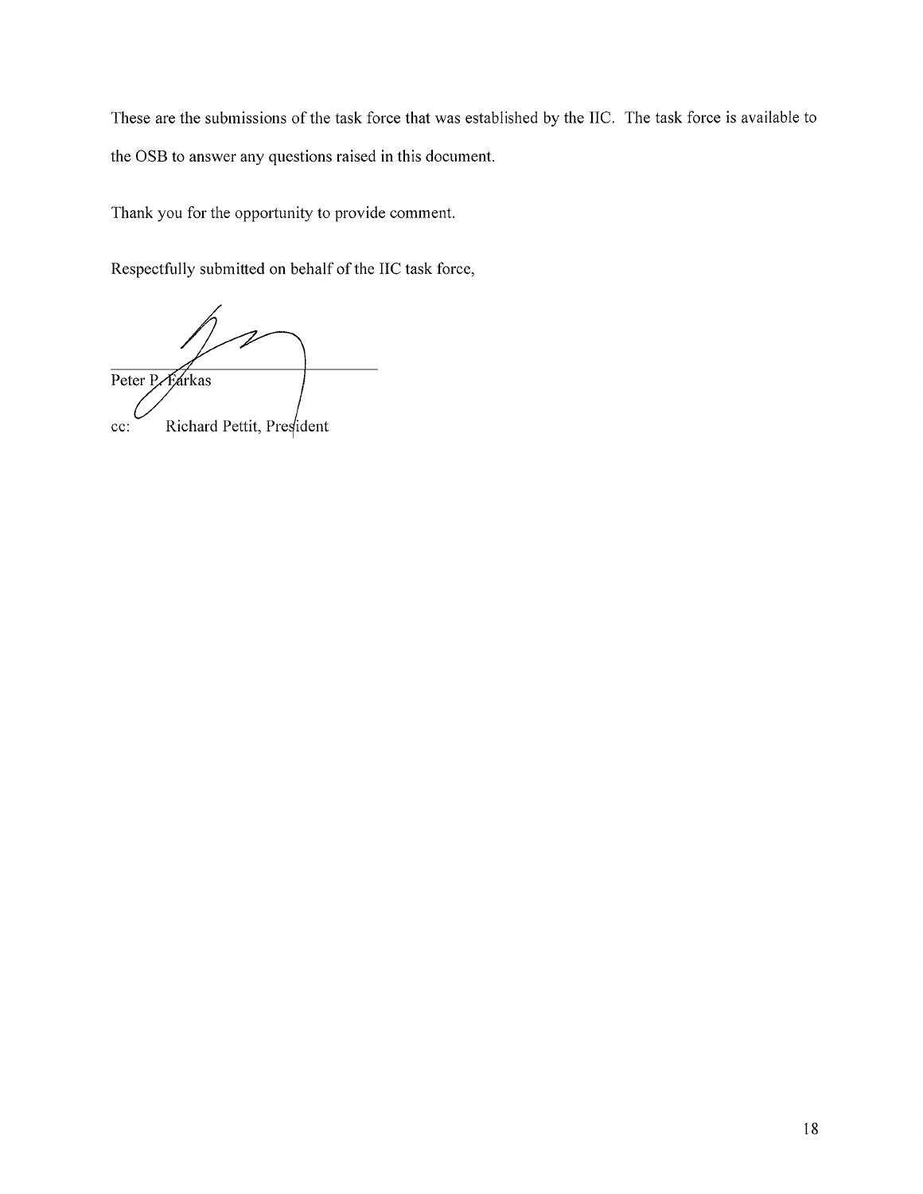These are the submissions of the task force that was established by the IIC. The task force is available to the OSB to answer any questions raised in this document.

Thank you for the opportunity to provide comment.

Respectfully submitted on behalf of the IIC task force,

Peter P. Farkas

cc: Richard Pettit, President